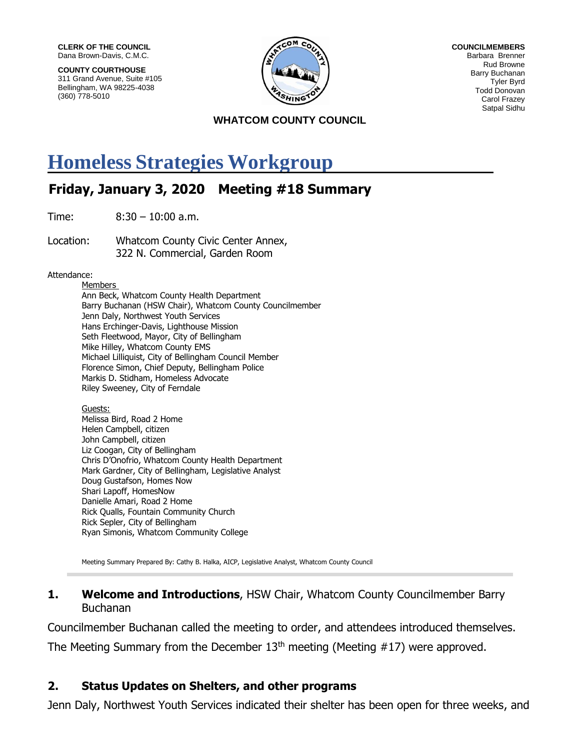**CLERK OF THE COUNCIL**
Dana Brown-Davis, C.M.C.

**COUNTY COURTHOUSE**
311 Grand Avenue, Suite #105
Bellingham, WA 98225-4038
(360) 778-5010

**COUNCILMEMBERS**
Barbara Brenner
Rud Browne
Barry Buchanan
Tyler Byrd
Todd Donovan
Carol Frazey
Satpal Sidhu

**WHATCOM COUNTY COUNCIL**

# Homeless Strategies Workgroup

## Friday, January 3, 2020 Meeting #18 Summary

Time: 8:30 – 10:00 a.m.

Location: Whatcom County Civic Center Annex, 322 N. Commercial, Garden Room

Attendance:

Members
- Ann Beck, Whatcom County Health Department
- Barry Buchanan (HSW Chair), Whatcom County Councilmember
- Jenn Daly, Northwest Youth Services
- Hans Erchinger-Davis, Lighthouse Mission
- Seth Fleetwood, Mayor, City of Bellingham
- Mike Hilley, Whatcom County EMS
- Michael Lilliquist, City of Bellingham Council Member
- Florence Simon, Chief Deputy, Bellingham Police
- Markis D. Stidham, Homeless Advocate
- Riley Sweeney, City of Ferndale

Guests:
- Melissa Bird, Road 2 Home
- Helen Campbell, citizen
- John Campbell, citizen
- Liz Coogan, City of Bellingham
- Chris D'Onofrio, Whatcom County Health Department
- Mark Gardner, City of Bellingham, Legislative Analyst
- Doug Gustafson, Homes Now
- Shari Lapoff, HomesNow
- Danielle Amari, Road 2 Home
- Rick Qualls, Fountain Community Church
- Rick Sepler, City of Bellingham
- Ryan Simonis, Whatcom Community College

Meeting Summary Prepared By: Cathy B. Halka, AICP, Legislative Analyst, Whatcom County Council

### 1. Welcome and Introductions, HSW Chair, Whatcom County Councilmember Barry Buchanan

Councilmember Buchanan called the meeting to order, and attendees introduced themselves. The Meeting Summary from the December 13th meeting (Meeting #17) were approved.

### 2. Status Updates on Shelters, and other programs

Jenn Daly, Northwest Youth Services indicated their shelter has been open for three weeks, and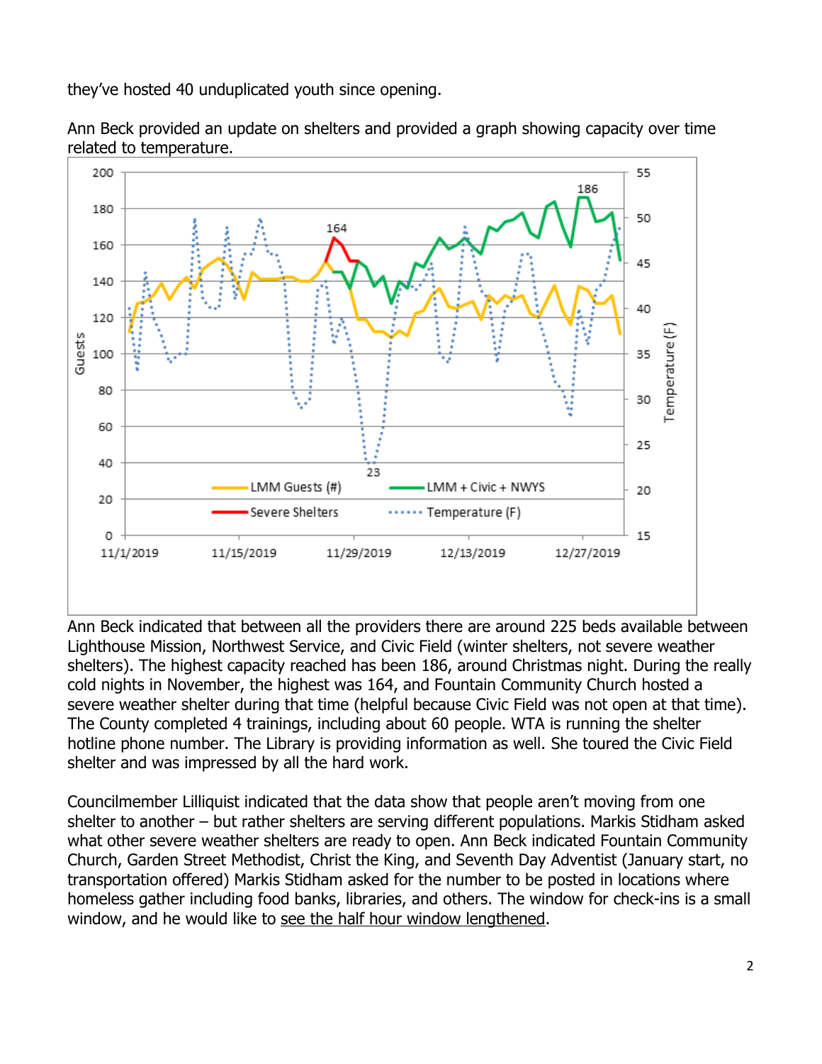they've hosted 40 unduplicated youth since opening.

Ann Beck provided an update on shelters and provided a graph showing capacity over time related to temperature.

200
180
160
140
120
100
80
60
40
20
0

Guests

55
50
45
40
35
30
25
20
15

Temperature (F)

164
186
23

LMM Guests (#)
LMM + Civic + NWYS
Severe Shelters
Temperature (F)

11/1/2019
11/15/2019
11/29/2019
12/13/2019
12/27/2019

Ann Beck indicated that between all the providers there are around 225 beds available between Lighthouse Mission, Northwest Service, and Civic Field (winter shelters, not severe weather shelters). The highest capacity reached has been 186, around Christmas night. During the really cold nights in November, the highest was 164, and Fountain Community Church hosted a severe weather shelter during that time (helpful because Civic Field was not open at that time). The County completed 4 trainings, including about 60 people. WTA is running the shelter hotline phone number. The Library is providing information as well. She toured the Civic Field shelter and was impressed by all the hard work.

Councilmember Lilliquist indicated that the data show that people aren't moving from one shelter to another – but rather shelters are serving different populations. Markis Stidham asked what other severe weather shelters are ready to open. Ann Beck indicated Fountain Community Church, Garden Street Methodist, Christ the King, and Seventh Day Adventist (January start, no transportation offered) Markis Stidham asked for the number to be posted in locations where homeless gather including food banks, libraries, and others. The window for check-ins is a small window, and he would like to see the half hour window lengthened.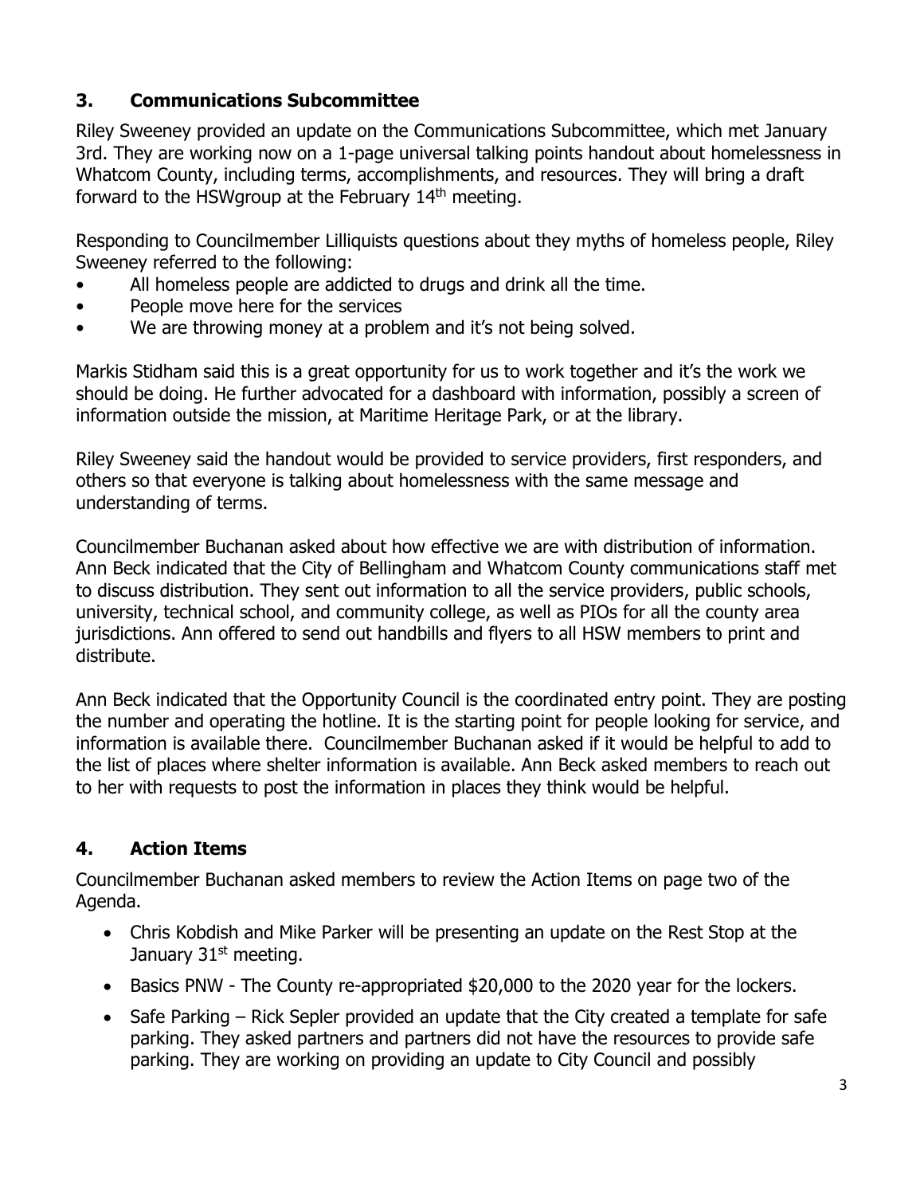## 3. Communications Subcommittee

Riley Sweeney provided an update on the Communications Subcommittee, which met January 3rd. They are working now on a 1-page universal talking points handout about homelessness in Whatcom County, including terms, accomplishments, and resources. They will bring a draft forward to the HSWgroup at the February 14th meeting.

Responding to Councilmember Lilliquists questions about they myths of homeless people, Riley Sweeney referred to the following:

- All homeless people are addicted to drugs and drink all the time.
- People move here for the services
- We are throwing money at a problem and it's not being solved.

Markis Stidham said this is a great opportunity for us to work together and it's the work we should be doing. He further advocated for a dashboard with information, possibly a screen of information outside the mission, at Maritime Heritage Park, or at the library.

Riley Sweeney said the handout would be provided to service providers, first responders, and others so that everyone is talking about homelessness with the same message and understanding of terms.

Councilmember Buchanan asked about how effective we are with distribution of information. Ann Beck indicated that the City of Bellingham and Whatcom County communications staff met to discuss distribution. They sent out information to all the service providers, public schools, university, technical school, and community college, as well as PIOs for all the county area jurisdictions. Ann offered to send out handbills and flyers to all HSW members to print and distribute.

Ann Beck indicated that the Opportunity Council is the coordinated entry point. They are posting the number and operating the hotline. It is the starting point for people looking for service, and information is available there. Councilmember Buchanan asked if it would be helpful to add to the list of places where shelter information is available. Ann Beck asked members to reach out to her with requests to post the information in places they think would be helpful.

## 4. Action Items

Councilmember Buchanan asked members to review the Action Items on page two of the Agenda.

- Chris Kobdish and Mike Parker will be presenting an update on the Rest Stop at the January 31st meeting.
- Basics PNW - The County re-appropriated $20,000 to the 2020 year for the lockers.
- Safe Parking – Rick Sepler provided an update that the City created a template for safe parking. They asked partners and partners did not have the resources to provide safe parking. They are working on providing an update to City Council and possibly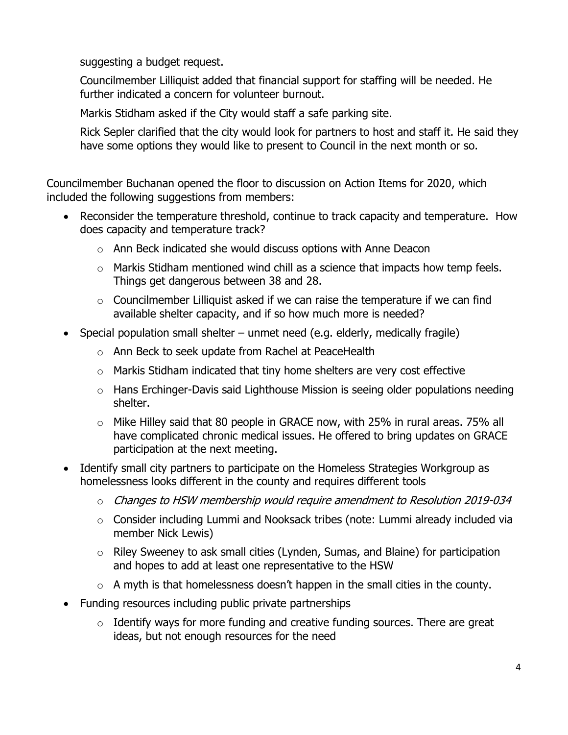suggesting a budget request.

Councilmember Lilliquist added that financial support for staffing will be needed. He further indicated a concern for volunteer burnout.

Markis Stidham asked if the City would staff a safe parking site.

Rick Sepler clarified that the city would look for partners to host and staff it. He said they have some options they would like to present to Council in the next month or so.

Councilmember Buchanan opened the floor to discussion on Action Items for 2020, which included the following suggestions from members:

- Reconsider the temperature threshold, continue to track capacity and temperature. How does capacity and temperature track?
  - Ann Beck indicated she would discuss options with Anne Deacon
  - Markis Stidham mentioned wind chill as a science that impacts how temp feels. Things get dangerous between 38 and 28.
  - Councilmember Lilliquist asked if we can raise the temperature if we can find available shelter capacity, and if so how much more is needed?
- Special population small shelter – unmet need (e.g. elderly, medically fragile)
  - Ann Beck to seek update from Rachel at PeaceHealth
  - Markis Stidham indicated that tiny home shelters are very cost effective
  - Hans Erchinger-Davis said Lighthouse Mission is seeing older populations needing shelter.
  - Mike Hilley said that 80 people in GRACE now, with 25% in rural areas. 75% all have complicated chronic medical issues. He offered to bring updates on GRACE participation at the next meeting.
- Identify small city partners to participate on the Homeless Strategies Workgroup as homelessness looks different in the county and requires different tools
  - *Changes to HSW membership would require amendment to Resolution 2019-034*
  - Consider including Lummi and Nooksack tribes (note: Lummi already included via member Nick Lewis)
  - Riley Sweeney to ask small cities (Lynden, Sumas, and Blaine) for participation and hopes to add at least one representative to the HSW
  - A myth is that homelessness doesn't happen in the small cities in the county.
- Funding resources including public private partnerships
  - Identify ways for more funding and creative funding sources. There are great ideas, but not enough resources for the need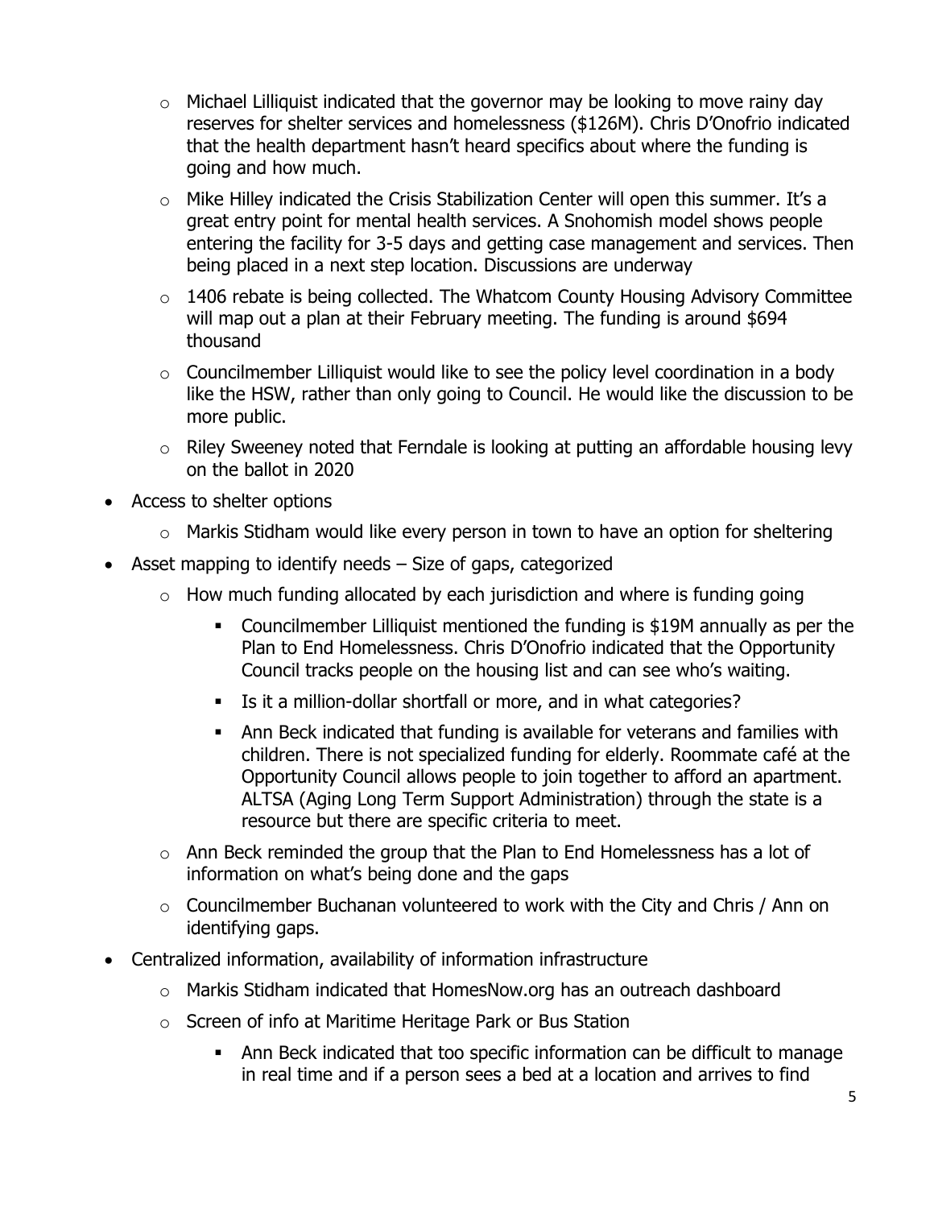- Michael Lilliquist indicated that the governor may be looking to move rainy day reserves for shelter services and homelessness ($126M). Chris D'Onofrio indicated that the health department hasn't heard specifics about where the funding is going and how much.
  - Mike Hilley indicated the Crisis Stabilization Center will open this summer. It's a great entry point for mental health services. A Snohomish model shows people entering the facility for 3-5 days and getting case management and services. Then being placed in a next step location. Discussions are underway
  - 1406 rebate is being collected. The Whatcom County Housing Advisory Committee will map out a plan at their February meeting. The funding is around $694 thousand
  - Councilmember Lilliquist would like to see the policy level coordination in a body like the HSW, rather than only going to Council. He would like the discussion to be more public.
  - Riley Sweeney noted that Ferndale is looking at putting an affordable housing levy on the ballot in 2020
- Access to shelter options
  - Markis Stidham would like every person in town to have an option for sheltering
- Asset mapping to identify needs – Size of gaps, categorized
  - How much funding allocated by each jurisdiction and where is funding going
    - Councilmember Lilliquist mentioned the funding is $19M annually as per the Plan to End Homelessness. Chris D'Onofrio indicated that the Opportunity Council tracks people on the housing list and can see who's waiting.
    - Is it a million-dollar shortfall or more, and in what categories?
    - Ann Beck indicated that funding is available for veterans and families with children. There is not specialized funding for elderly. Roommate café at the Opportunity Council allows people to join together to afford an apartment. ALTSA (Aging Long Term Support Administration) through the state is a resource but there are specific criteria to meet.
  - Ann Beck reminded the group that the Plan to End Homelessness has a lot of information on what's being done and the gaps
  - Councilmember Buchanan volunteered to work with the City and Chris / Ann on identifying gaps.
- Centralized information, availability of information infrastructure
  - Markis Stidham indicated that HomesNow.org has an outreach dashboard
  - Screen of info at Maritime Heritage Park or Bus Station
    - Ann Beck indicated that too specific information can be difficult to manage in real time and if a person sees a bed at a location and arrives to find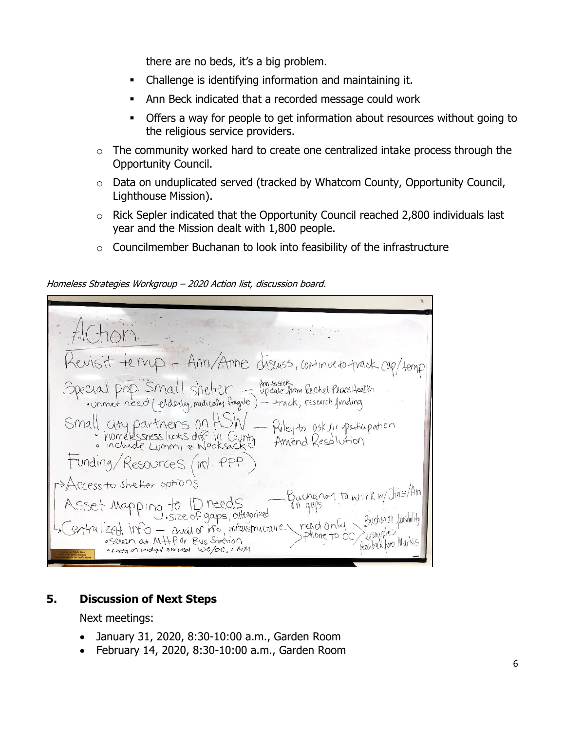there are no beds, it's a big problem.

  - Challenge is identifying information and maintaining it.
  - Ann Beck indicated that a recorded message could work
  - Offers a way for people to get information about resources without going to the religious service providers.

- The community worked hard to create one centralized intake process through the Opportunity Council.
- Data on unduplicated served (tracked by Whatcom County, Opportunity Council, Lighthouse Mission).
- Rick Sepler indicated that the Opportunity Council reached 2,800 individuals last year and the Mission dealt with 1,800 people.
- Councilmember Buchanan to look into feasibility of the infrastructure

*Homeless Strategies Workgroup – 2020 Action list, discussion board.*

Action

Revisit temp – Ann/Anne discuss, continue to track cap/temp

Special pop. Small shelter – Ann to seek update from Rachel: Peace Health
• unmet need (elderly, medically fragile) – track, research funding

Small city partners on HSW – Riley to ask for participation
• homelessness looks diff in County
• include Lummi & Nooksack
Amend Resolution

Funding/Resources (incl. PPP)

→ Access to shelter options

Asset Mapping to ID needs – Buchanan to work w/Chris/Ann on gaps
• size of gaps, categorized

Centralized info – avail of info, infrastructure – read only, phone to OC – Buchanan feasibility, examples, feedback from Markis
• Screen at MHP or Bus Station
• Data on undupl. served WC/OC, LMM

## 5. Discussion of Next Steps

Next meetings:

- January 31, 2020, 8:30-10:00 a.m., Garden Room
- February 14, 2020, 8:30-10:00 a.m., Garden Room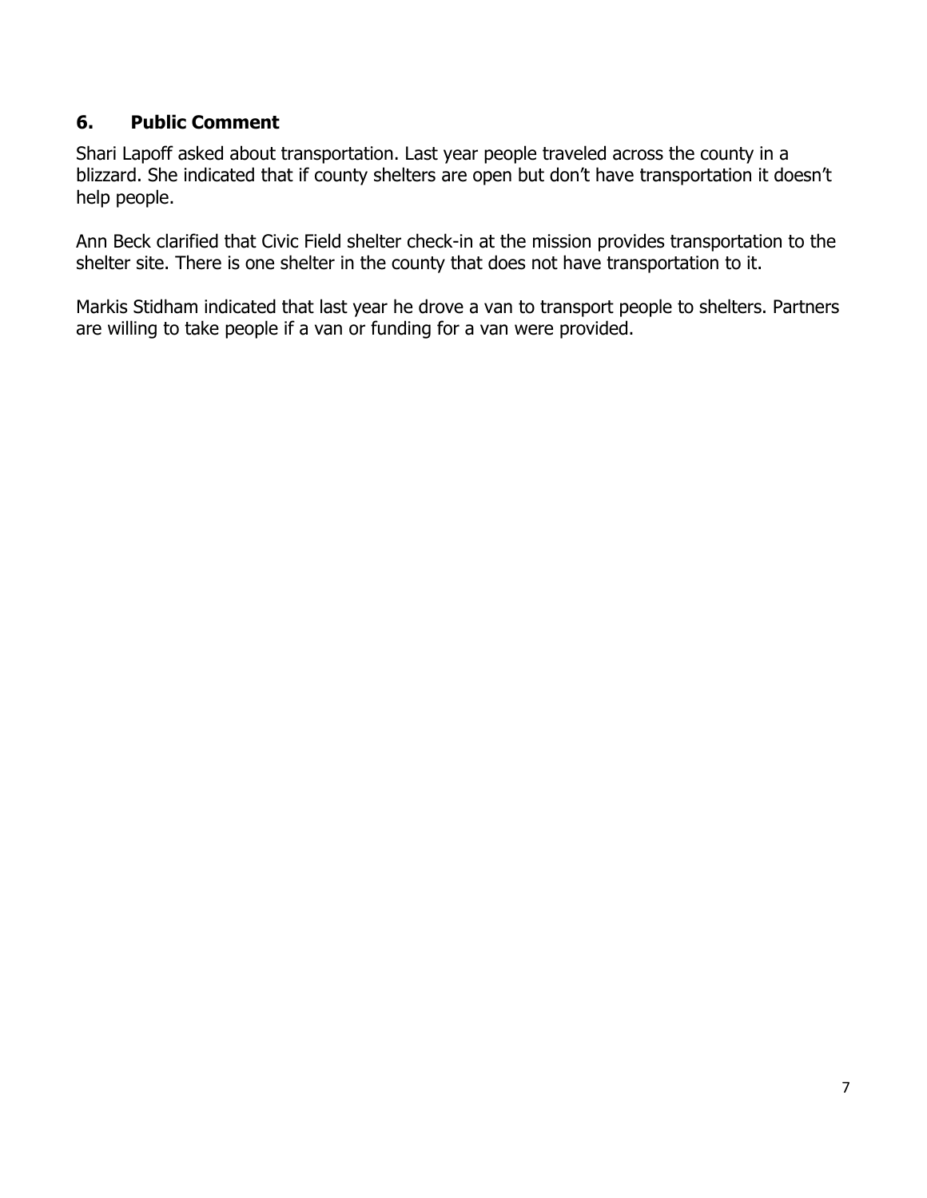## 6. Public Comment

Shari Lapoff asked about transportation. Last year people traveled across the county in a blizzard. She indicated that if county shelters are open but don't have transportation it doesn't help people.

Ann Beck clarified that Civic Field shelter check-in at the mission provides transportation to the shelter site. There is one shelter in the county that does not have transportation to it.

Markis Stidham indicated that last year he drove a van to transport people to shelters. Partners are willing to take people if a van or funding for a van were provided.